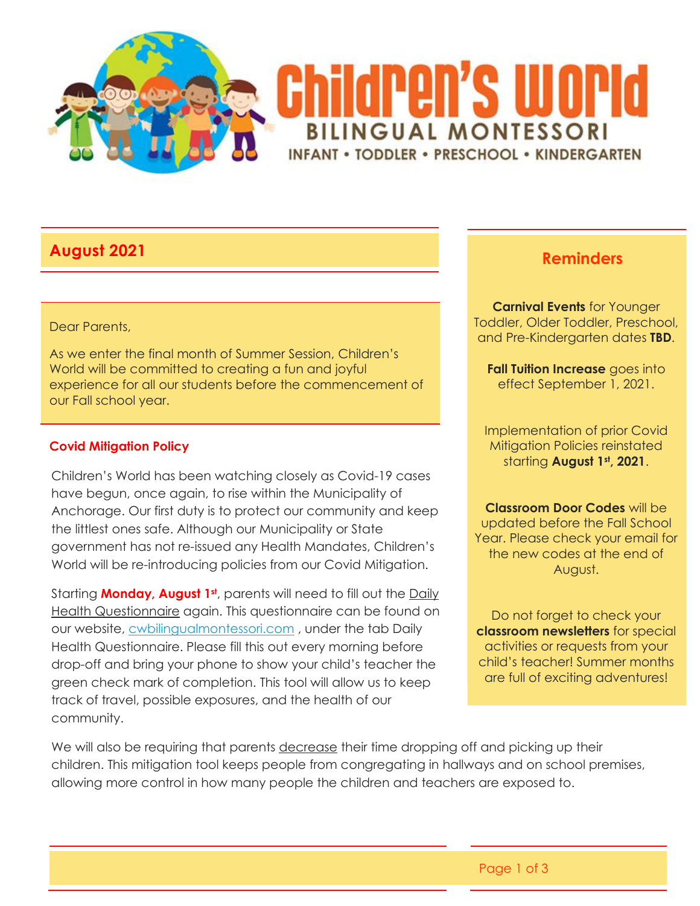# Children's World

**BILINGUAL MONTESSORI**

INFANT • TODDLER • PRESCHOOL • KINDERGARTEN

## August 2021

Dear Parents,

As we enter the final month of Summer Session, Children's World will be committed to creating a fun and joyful experience for all our students before the commencement of our Fall school year.

### Covid Mitigation Policy

Children's World has been watching closely as Covid-19 cases have begun, once again, to rise within the Municipality of Anchorage. Our first duty is to protect our community and keep the littlest ones safe. Although our Municipality or State government has not re-issued any Health Mandates, Children's World will be re-introducing policies from our Covid Mitigation.

Starting **Monday, August 1st**, parents will need to fill out the Daily Health Questionnaire again. This questionnaire can be found on our website, cwbilingualmontessori.com , under the tab Daily Health Questionnaire. Please fill this out every morning before drop-off and bring your phone to show your child's teacher the green check mark of completion. This tool will allow us to keep track of travel, possible exposures, and the health of our community.

We will also be requiring that parents decrease their time dropping off and picking up their children. This mitigation tool keeps people from congregating in hallways and on school premises, allowing more control in how many people the children and teachers are exposed to.

## Reminders

**Carnival Events** for Younger Toddler, Older Toddler, Preschool, and Pre-Kindergarten dates **TBD**.

**Fall Tuition Increase** goes into effect September 1, 2021.

Implementation of prior Covid Mitigation Policies reinstated starting **August 1st, 2021**.

**Classroom Door Codes** will be updated before the Fall School Year. Please check your email for the new codes at the end of August.

Do not forget to check your **classroom newsletters** for special activities or requests from your child's teacher! Summer months are full of exciting adventures!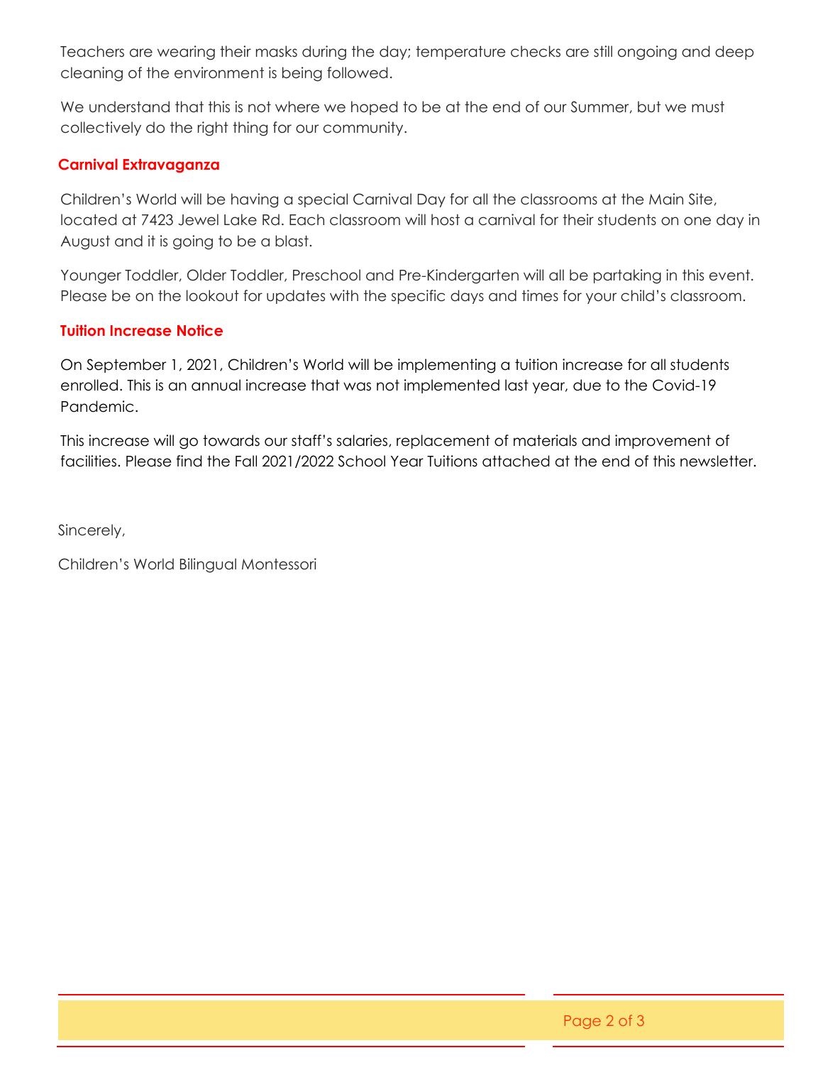Teachers are wearing their masks during the day; temperature checks are still ongoing and deep cleaning of the environment is being followed.

We understand that this is not where we hoped to be at the end of our Summer, but we must collectively do the right thing for our community.

## Carnival Extravaganza

Children's World will be having a special Carnival Day for all the classrooms at the Main Site, located at 7423 Jewel Lake Rd. Each classroom will host a carnival for their students on one day in August and it is going to be a blast.

Younger Toddler, Older Toddler, Preschool and Pre-Kindergarten will all be partaking in this event. Please be on the lookout for updates with the specific days and times for your child's classroom.

## Tuition Increase Notice

On September 1, 2021, Children's World will be implementing a tuition increase for all students enrolled. This is an annual increase that was not implemented last year, due to the Covid-19 Pandemic.

This increase will go towards our staff's salaries, replacement of materials and improvement of facilities. Please find the Fall 2021/2022 School Year Tuitions attached at the end of this newsletter.

Sincerely,

Children's World Bilingual Montessori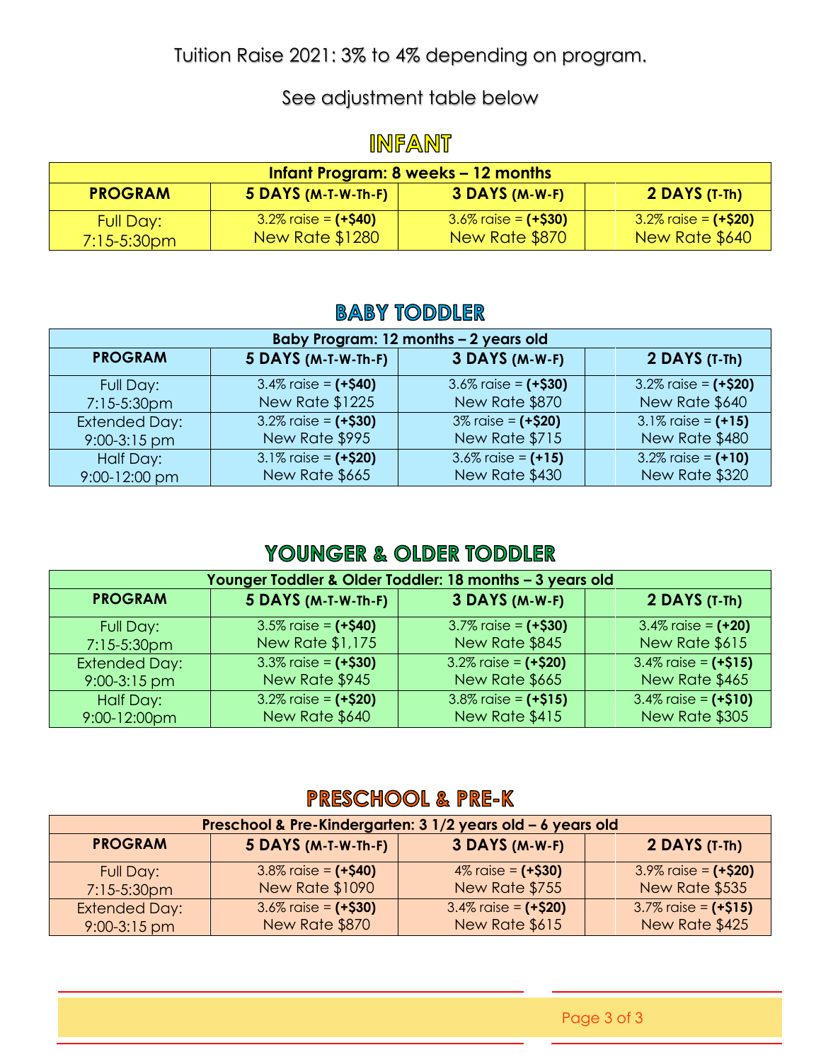Tuition Raise 2021: 3% to 4% depending on program.

See adjustment table below

# INFANT

| Infant Program: 8 weeks – 12 months | | | |
|---|---|---|---|
| **PROGRAM** | **5 DAYS (M-T-W-Th-F)** | **3 DAYS (M-W-F)** | **2 DAYS (T-Th)** |
| Full Day: 7:15-5:30pm | 3.2% raise = **(+$40)** New Rate $1280 | 3.6% raise = **(+$30)** New Rate $870 | 3.2% raise = **(+$20)** New Rate $640 |

# BABY TODDLER

| Baby Program: 12 months – 2 years old | | | |
|---|---|---|---|
| **PROGRAM** | **5 DAYS (M-T-W-Th-F)** | **3 DAYS (M-W-F)** | **2 DAYS (T-Th)** |
| Full Day: 7:15-5:30pm | 3.4% raise = **(+$40)** New Rate $1225 | 3.6% raise = **(+$30)** New Rate $870 | 3.2% raise = **(+$20)** New Rate $640 |
| Extended Day: 9:00-3:15 pm | 3.2% raise = **(+$30)** New Rate $995 | 3% raise = **(+$20)** New Rate $715 | 3.1% raise = **(+15)** New Rate $480 |
| Half Day: 9:00-12:00 pm | 3.1% raise = **(+$20)** New Rate $665 | 3.6% raise = **(+15)** New Rate $430 | 3.2% raise = **(+10)** New Rate $320 |

# YOUNGER & OLDER TODDLER

| Younger Toddler & Older Toddler: 18 months – 3 years old | | | |
|---|---|---|---|
| **PROGRAM** | **5 DAYS (M-T-W-Th-F)** | **3 DAYS (M-W-F)** | **2 DAYS (T-Th)** |
| Full Day: 7:15-5:30pm | 3.5% raise = **(+$40)** New Rate $1,175 | 3.7% raise = **(+$30)** New Rate $845 | 3.4% raise = **(+20)** New Rate $615 |
| Extended Day: 9:00-3:15 pm | 3.3% raise = **(+$30)** New Rate $945 | 3.2% raise = **(+$20)** New Rate $665 | 3.4% raise = **(+$15)** New Rate $465 |
| Half Day: 9:00-12:00pm | 3.2% raise = **(+$20)** New Rate $640 | 3.8% raise = **(+$15)** New Rate $415 | 3.4% raise = **(+$10)** New Rate $305 |

# PRESCHOOL & PRE-K

| Preschool & Pre-Kindergarten: 3 1/2 years old – 6 years old | | | |
|---|---|---|---|
| **PROGRAM** | **5 DAYS (M-T-W-Th-F)** | **3 DAYS (M-W-F)** | **2 DAYS (T-Th)** |
| Full Day: 7:15-5:30pm | 3.8% raise = **(+$40)** New Rate $1090 | 4% raise = **(+$30)** New Rate $755 | 3.9% raise = **(+$20)** New Rate $535 |
| Extended Day: 9:00-3:15 pm | 3.6% raise = **(+$30)** New Rate $870 | 3.4% raise = **(+$20)** New Rate $615 | 3.7% raise = **(+$15)** New Rate $425 |